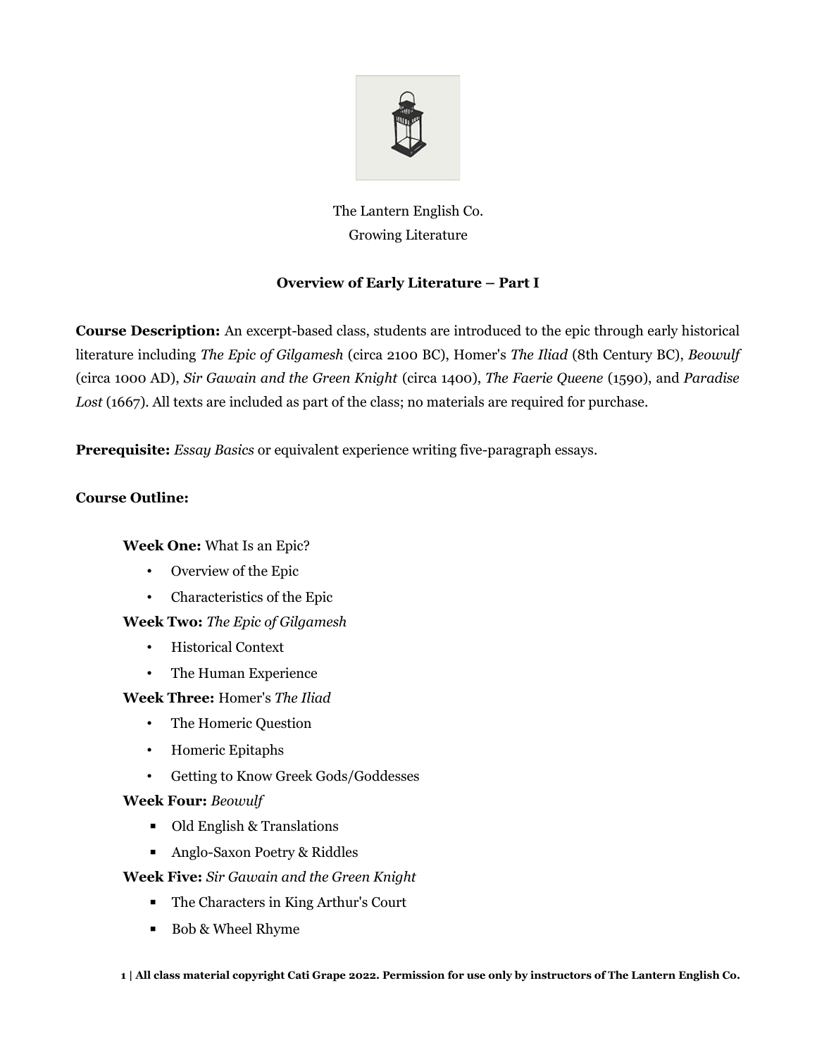The Lantern English Co.
Growing Literature

## Overview of Early Literature – Part I

**Course Description:** An excerpt-based class, students are introduced to the epic through early historical literature including *The Epic of Gilgamesh* (circa 2100 BC), Homer's *The Iliad* (8th Century BC), *Beowulf* (circa 1000 AD), *Sir Gawain and the Green Knight* (circa 1400), *The Faerie Queene* (1590), and *Paradise Lost* (1667). All texts are included as part of the class; no materials are required for purchase.

**Prerequisite:** *Essay Basics* or equivalent experience writing five-paragraph essays.

**Course Outline:**

**Week One:** What Is an Epic?
- Overview of the Epic
- Characteristics of the Epic

**Week Two:** *The Epic of Gilgamesh*
- Historical Context
- The Human Experience

**Week Three:** Homer's *The Iliad*
- The Homeric Question
- Homeric Epitaphs
- Getting to Know Greek Gods/Goddesses

**Week Four:** *Beowulf*
- Old English & Translations
- Anglo-Saxon Poetry & Riddles

**Week Five:** *Sir Gawain and the Green Knight*
- The Characters in King Arthur's Court
- Bob & Wheel Rhyme

**All class material copyright Cati Grape 2022. Permission for use only by instructors of The Lantern English Co.**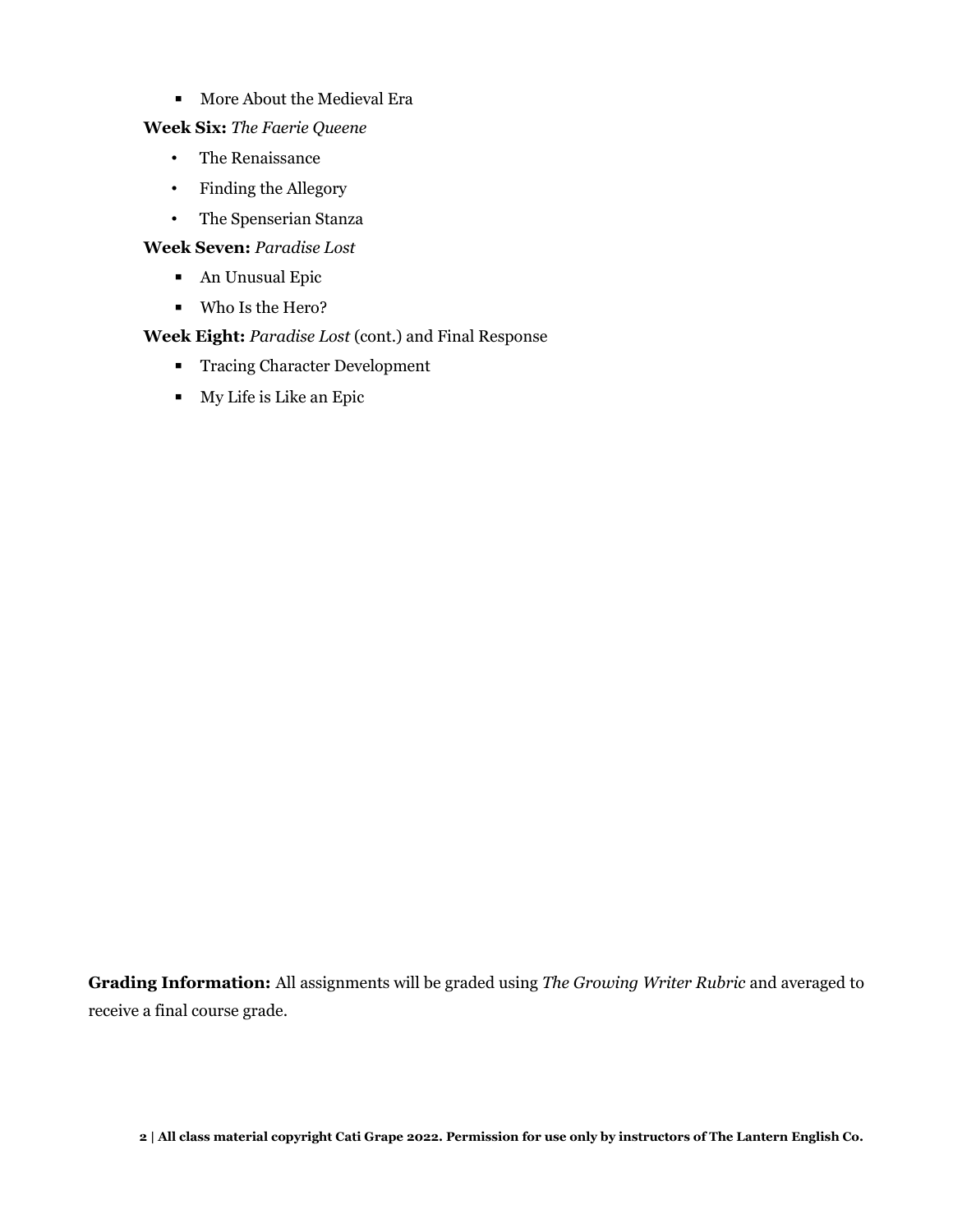- More About the Medieval Era

**Week Six:** *The Faerie Queene*

- The Renaissance
- Finding the Allegory
- The Spenserian Stanza

**Week Seven:** *Paradise Lost*

- An Unusual Epic
- Who Is the Hero?

**Week Eight:** *Paradise Lost* (cont.) and Final Response

- Tracing Character Development
- My Life is Like an Epic

**Grading Information:** All assignments will be graded using *The Growing Writer Rubric* and averaged to receive a final course grade.

**All class material copyright Cati Grape 2022. Permission for use only by instructors of The Lantern English Co.**